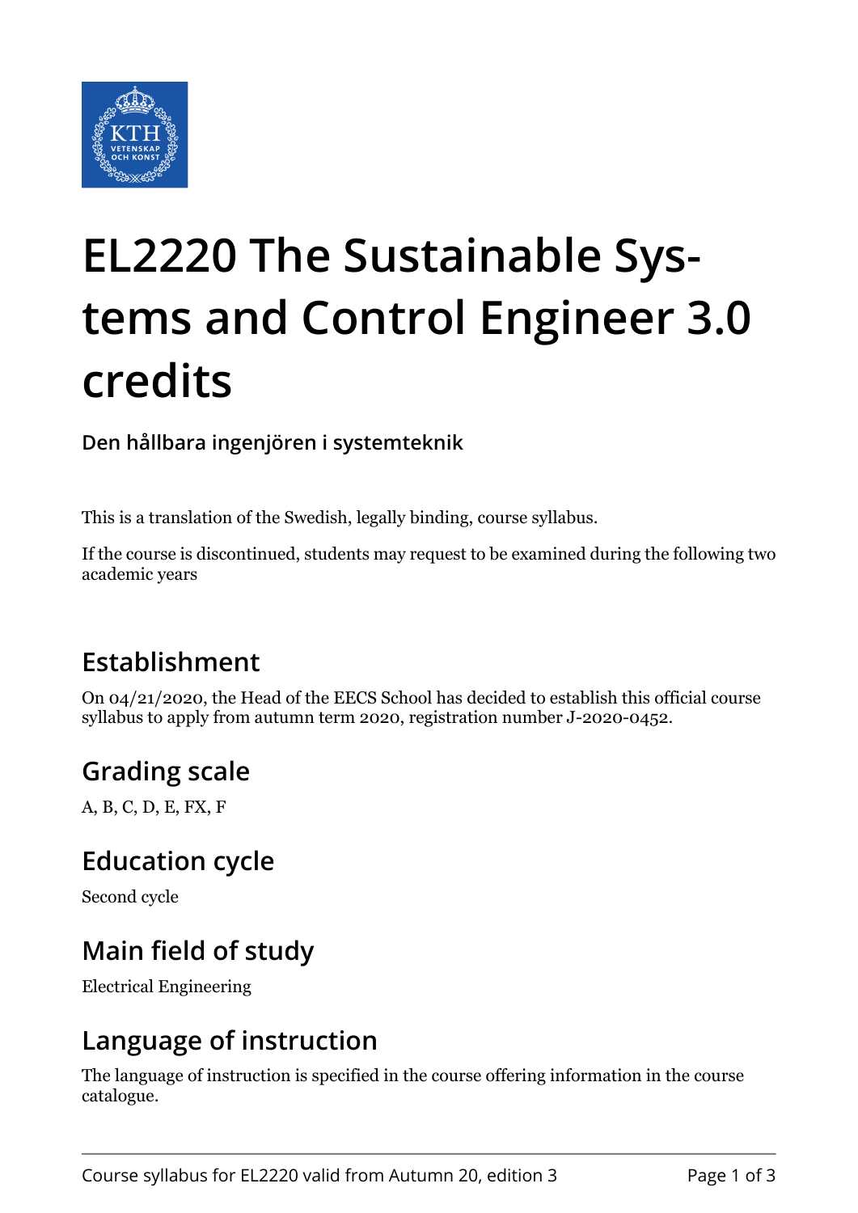# EL2220 The Sustainable Systems and Control Engineer 3.0 credits

**Den hållbara ingenjören i systemteknik**

This is a translation of the Swedish, legally binding, course syllabus.

If the course is discontinued, students may request to be examined during the following two academic years

## Establishment

On 04/21/2020, the Head of the EECS School has decided to establish this official course syllabus to apply from autumn term 2020, registration number J-2020-0452.

## Grading scale

A, B, C, D, E, FX, F

## Education cycle

Second cycle

## Main field of study

Electrical Engineering

## Language of instruction

The language of instruction is specified in the course offering information in the course catalogue.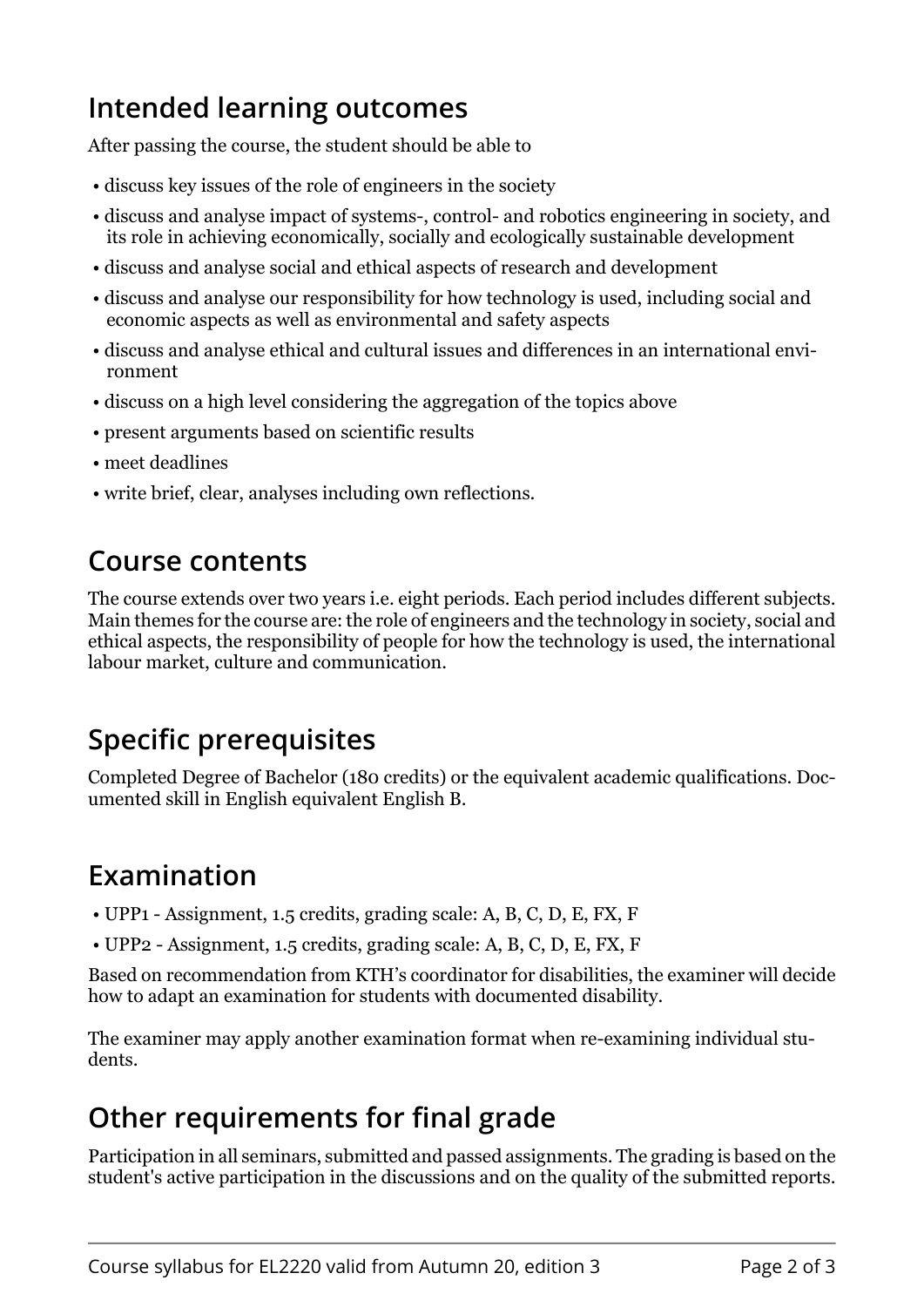## Intended learning outcomes

After passing the course, the student should be able to

- discuss key issues of the role of engineers in the society
- discuss and analyse impact of systems-, control- and robotics engineering in society, and its role in achieving economically, socially and ecologically sustainable development
- discuss and analyse social and ethical aspects of research and development
- discuss and analyse our responsibility for how technology is used, including social and economic aspects as well as environmental and safety aspects
- discuss and analyse ethical and cultural issues and differences in an international environment
- discuss on a high level considering the aggregation of the topics above
- present arguments based on scientific results
- meet deadlines
- write brief, clear, analyses including own reflections.

## Course contents

The course extends over two years i.e. eight periods. Each period includes different subjects. Main themes for the course are: the role of engineers and the technology in society, social and ethical aspects, the responsibility of people for how the technology is used, the international labour market, culture and communication.

## Specific prerequisites

Completed Degree of Bachelor (180 credits) or the equivalent academic qualifications. Documented skill in English equivalent English B.

## Examination

- UPP1 - Assignment, 1.5 credits, grading scale: A, B, C, D, E, FX, F
- UPP2 - Assignment, 1.5 credits, grading scale: A, B, C, D, E, FX, F

Based on recommendation from KTH's coordinator for disabilities, the examiner will decide how to adapt an examination for students with documented disability.

The examiner may apply another examination format when re-examining individual students.

## Other requirements for final grade

Participation in all seminars, submitted and passed assignments. The grading is based on the student's active participation in the discussions and on the quality of the submitted reports.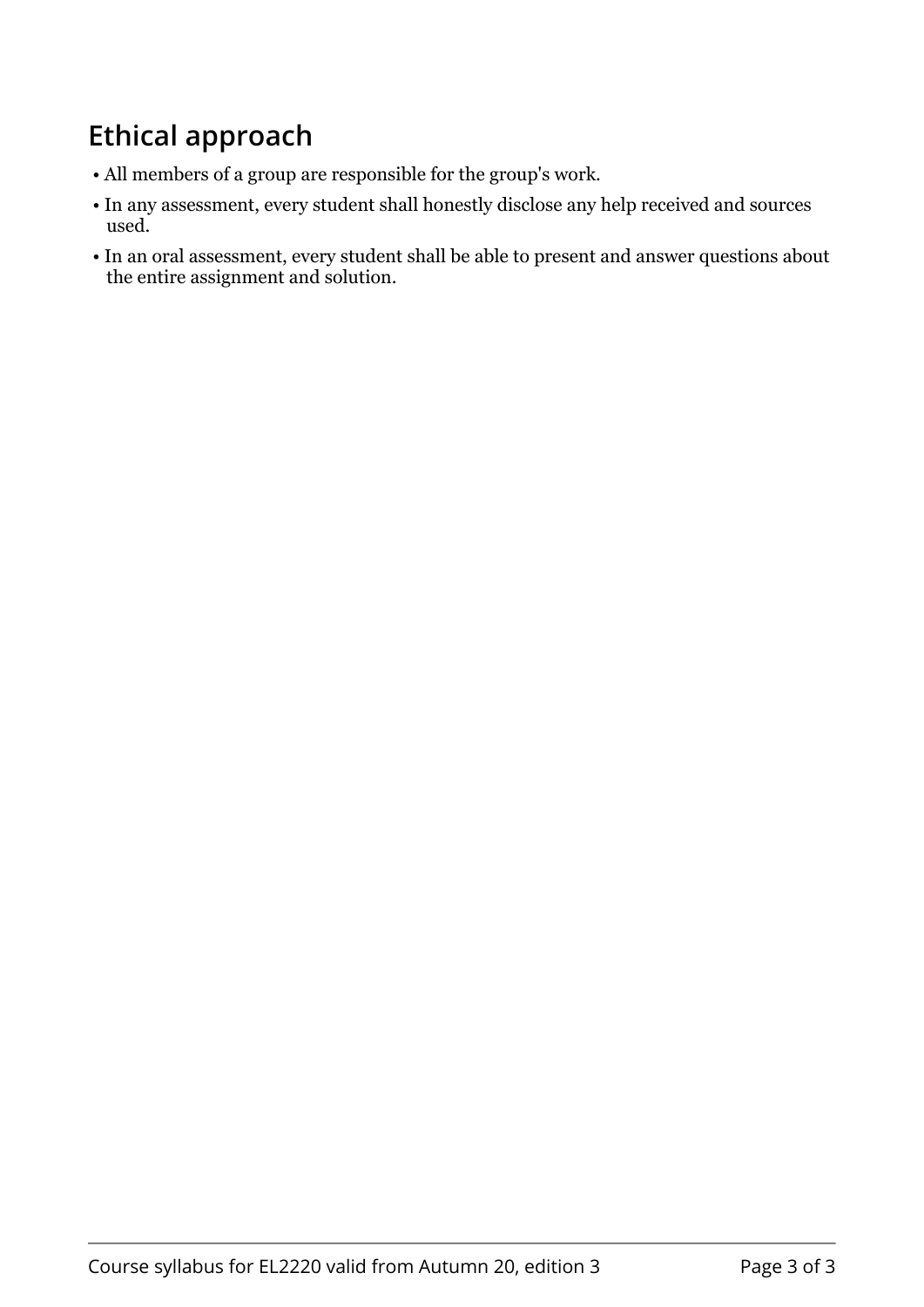## Ethical approach

- All members of a group are responsible for the group's work.
- In any assessment, every student shall honestly disclose any help received and sources used.
- In an oral assessment, every student shall be able to present and answer questions about the entire assignment and solution.